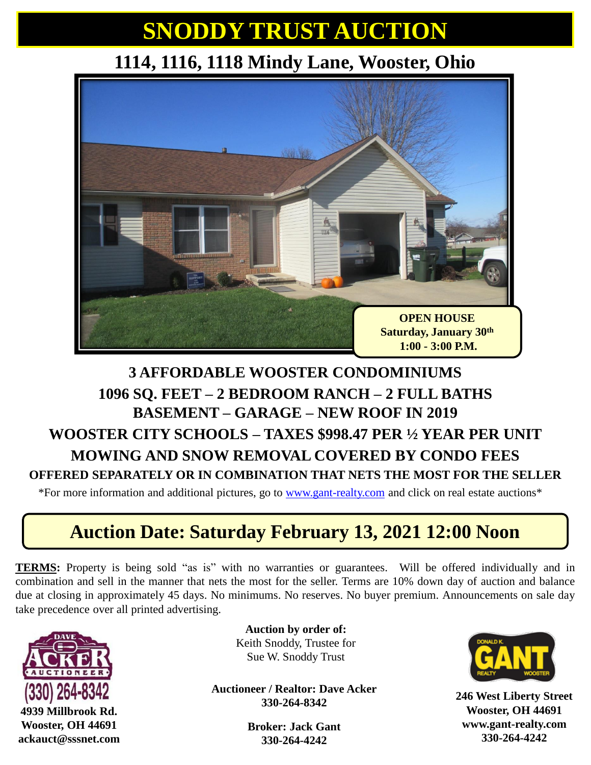# SNODDY TRUST AUCTION

## 1114, 1116, 1118 Mindy Lane, Wooster, Ohio

**OPEN HOUSE**
**Saturday, January 30th**
**1:00 - 3:00 P.M.**

### 3 AFFORDABLE WOOSTER CONDOMINIUMS
### 1096 SQ. FEET – 2 BEDROOM RANCH – 2 FULL BATHS
### BASEMENT – GARAGE – NEW ROOF IN 2019
### WOOSTER CITY SCHOOLS – TAXES $998.47 PER ½ YEAR PER UNIT
### MOWING AND SNOW REMOVAL COVERED BY CONDO FEES

**OFFERED SEPARATELY OR IN COMBINATION THAT NETS THE MOST FOR THE SELLER**

*For more information and additional pictures, go to www.gant-realty.com and click on real estate auctions*

## Auction Date: Saturday February 13, 2021 12:00 Noon

**TERMS:** Property is being sold "as is" with no warranties or guarantees. Will be offered individually and in combination and sell in the manner that nets the most for the seller. Terms are 10% down day of auction and balance due at closing in approximately 45 days. No minimums. No reserves. No buyer premium. Announcements on sale day take precedence over all printed advertising.

DAVE ACKER AUCTIONEER
(330) 264-8342
**4939 Millbrook Rd.**
**Wooster, OH 44691**
**ackauct@sssnet.com**

**Auction by order of:**
Keith Snoddy, Trustee for
Sue W. Snoddy Trust

**Auctioneer / Realtor: Dave Acker**
**330-264-8342**

**Broker: Jack Gant**
**330-264-4242**

DONALD K. GANT REALTY WOOSTER
**246 West Liberty Street**
**Wooster, OH 44691**
**www.gant-realty.com**
**330-264-4242**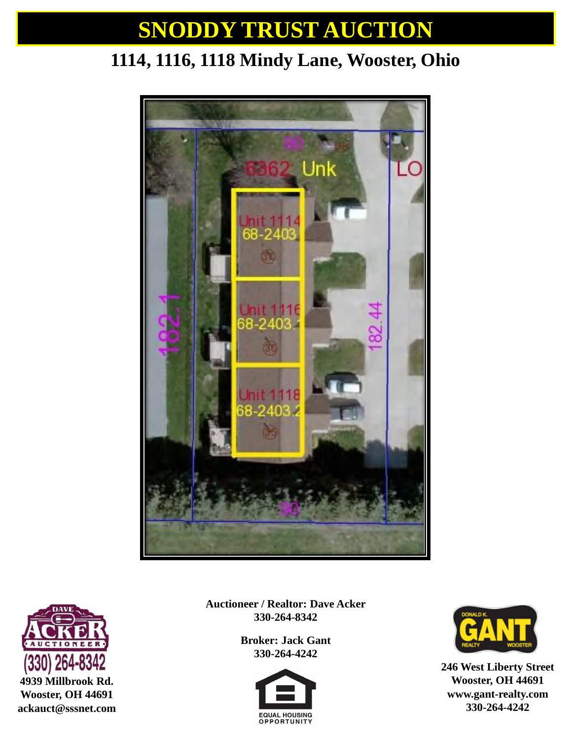# SNODDY TRUST AUCTION

## 1114, 1116, 1118 Mindy Lane, Wooster, Ohio

90

6362 Unk

LO

Unit 1114
68-2403

Unit 1116
68-2403.1

Unit 1118
68-2403.2

182.1

182.44

90

**Auctioneer / Realtor: Dave Acker**
**330-264-8342**

**Broker: Jack Gant**
**330-264-4242**

EQUAL HOUSING OPPORTUNITY

DAVE ACKER AUCTIONEER
(330) 264-8342
**4939 Millbrook Rd.**
**Wooster, OH 44691**
**ackauct@sssnet.com**

DONALD K. GANT REALTY WOOSTER
**246 West Liberty Street**
**Wooster, OH 44691**
**www.gant-realty.com**
**330-264-4242**